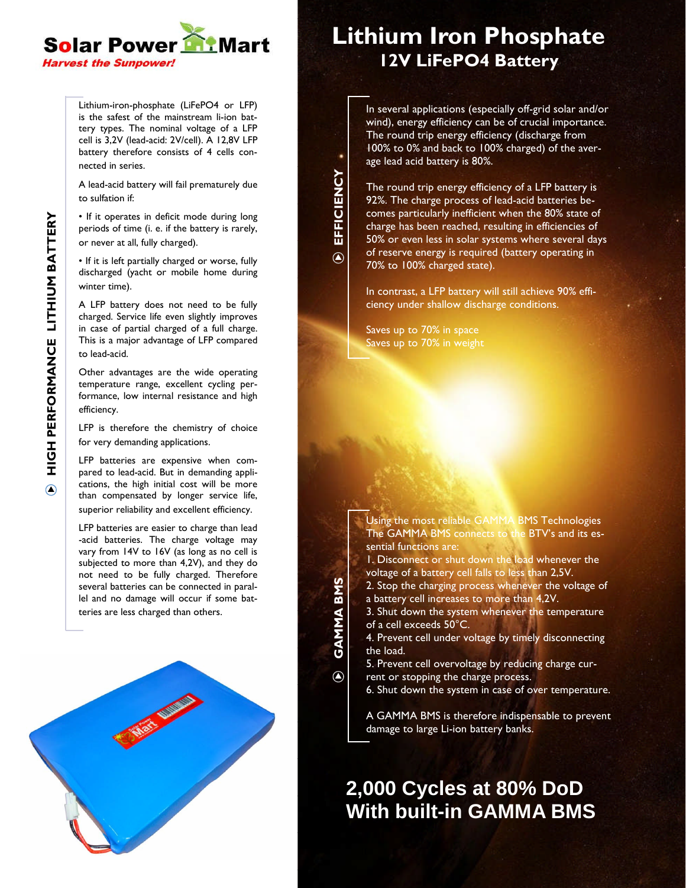# Solar Power Mart

*Harvest the Sunpower!*

# Lithium Iron Phosphate

## 12V LiFePO4 Battery

### HIGH PERFORMANCE LITHIUM BATTERY

Lithium-iron-phosphate (LiFePO4 or LFP) is the safest of the mainstream li-ion battery types. The nominal voltage of a LFP cell is 3,2V (lead-acid: 2V/cell). A 12,8V LFP battery therefore consists of 4 cells connected in series.

A lead-acid battery will fail prematurely due to sulfation if:

- If it operates in deficit mode during long periods of time (i. e. if the battery is rarely, or never at all, fully charged).
- If it is left partially charged or worse, fully discharged (yacht or mobile home during winter time).

A LFP battery does not need to be fully charged. Service life even slightly improves in case of partial charged of a full charge. This is a major advantage of LFP compared to lead-acid.

Other advantages are the wide operating temperature range, excellent cycling performance, low internal resistance and high efficiency.

LFP is therefore the chemistry of choice for very demanding applications.

LFP batteries are expensive when compared to lead-acid. But in demanding applications, the high initial cost will be more than compensated by longer service life, superior reliability and excellent efficiency.

LFP batteries are easier to charge than lead-acid batteries. The charge voltage may vary from 14V to 16V (as long as no cell is subjected to more than 4,2V), and they do not need to be fully charged. Therefore several batteries can be connected in parallel and no damage will occur if some batteries are less charged than others.

### EFFICIENCY

In several applications (especially off-grid solar and/or wind), energy efficiency can be of crucial importance. The round trip energy efficiency (discharge from 100% to 0% and back to 100% charged) of the average lead acid battery is 80%.

The round trip energy efficiency of a LFP battery is 92%. The charge process of lead-acid batteries becomes particularly inefficient when the 80% state of charge has been reached, resulting in efficiencies of 50% or even less in solar systems where several days of reserve energy is required (battery operating in 70% to 100% charged state).

In contrast, a LFP battery will still achieve 90% efficiency under shallow discharge conditions.

Saves up to 70% in space
Saves up to 70% in weight

### GAMMA BMS

Using the most reliable GAMMA BMS Technologies
The GAMMA BMS connects to the BTV's and its essential functions are:

1. Disconnect or shut down the load whenever the voltage of a battery cell falls to less than 2,5V.
2. Stop the charging process whenever the voltage of a battery cell increases to more than 4,2V.
3. Shut down the system whenever the temperature of a cell exceeds 50°C.
4. Prevent cell under voltage by timely disconnecting the load.
5. Prevent cell overvoltage by reducing charge current or stopping the charge process.
6. Shut down the system in case of over temperature.

A GAMMA BMS is therefore indispensable to prevent damage to large Li-ion battery banks.

## 2,000 Cycles at 80% DoD With built-in GAMMA BMS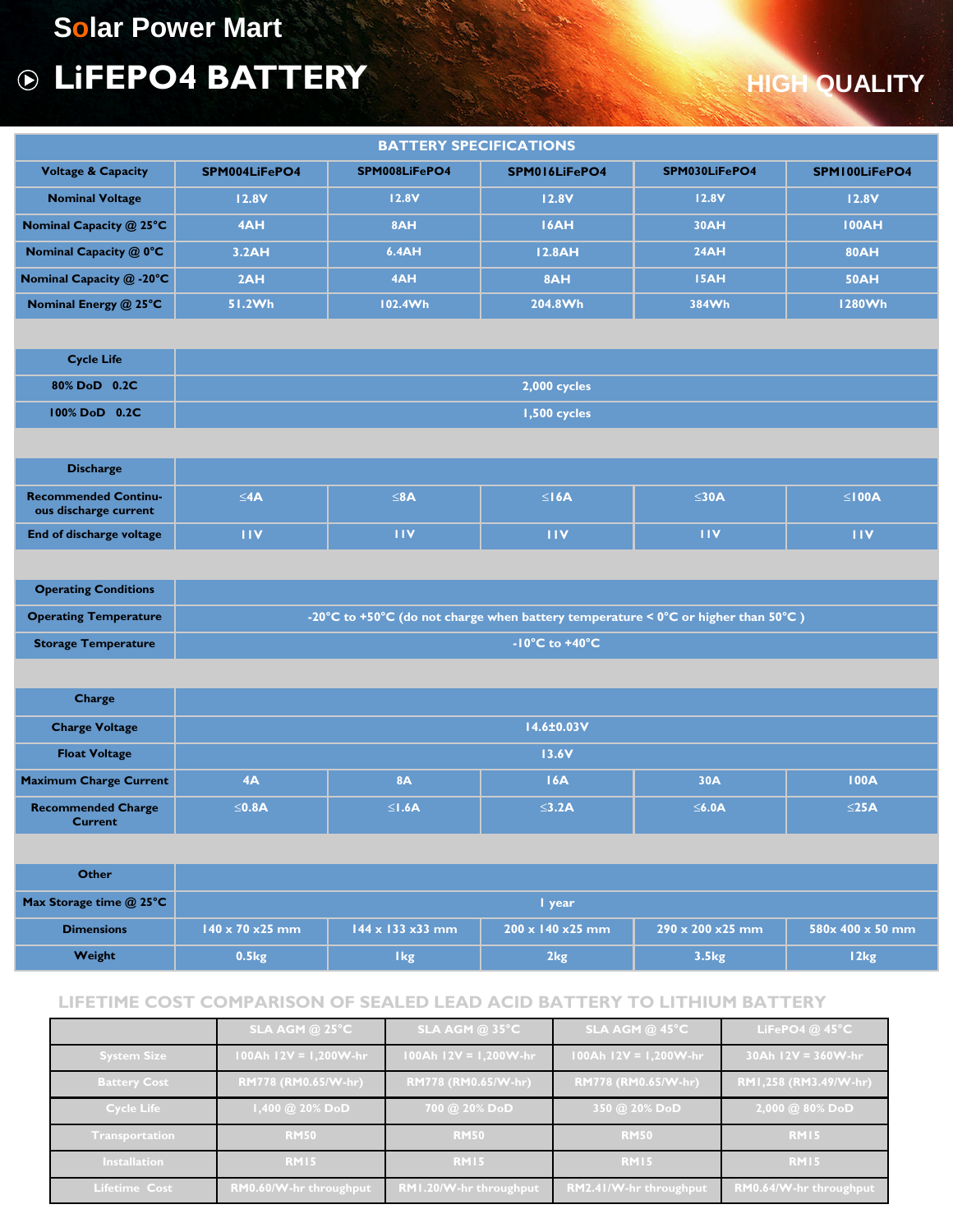# Solar Power Mart

## LiFePO4 BATTERY

HIGH QUALITY

| BATTERY SPECIFICATIONS | | | | | |
|---|---|---|---|---|---|
| **Voltage & Capacity** | **SPM004LiFePO4** | **SPM008LiFePO4** | **SPM016LiFePO4** | **SPM030LiFePO4** | **SPM100LiFePO4** |
| Nominal Voltage | 12.8V | 12.8V | 12.8V | 12.8V | 12.8V |
| Nominal Capacity @ 25°C | 4AH | 8AH | 16AH | 30AH | 100AH |
| Nominal Capacity @ 0°C | 3.2AH | 6.4AH | 12.8AH | 24AH | 80AH |
| Nominal Capacity @ -20°C | 2AH | 4AH | 8AH | 15AH | 50AH |
| Nominal Energy @ 25°C | 51.2Wh | 102.4Wh | 204.8Wh | 384Wh | 1280Wh |
| | | | | | |
| **Cycle Life** | | | | | |
| 80% DoD 0.2C | 2,000 cycles | | | | |
| 100% DoD 0.2C | 1,500 cycles | | | | |
| | | | | | |
| **Discharge** | | | | | |
| Recommended Continuous discharge current | ≤4A | ≤8A | ≤16A | ≤30A | ≤100A |
| End of discharge voltage | 11V | 11V | 11V | 11V | 11V |
| | | | | | |
| **Operating Conditions** | | | | | |
| Operating Temperature | -20°C to +50°C (do not charge when battery temperature < 0°C or higher than 50°C ) | | | | |
| Storage Temperature | -10°C to +40°C | | | | |
| | | | | | |
| **Charge** | | | | | |
| Charge Voltage | 14.6±0.03V | | | | |
| Float Voltage | 13.6V | | | | |
| Maximum Charge Current | 4A | 8A | 16A | 30A | 100A |
| Recommended Charge Current | ≤0.8A | ≤1.6A | ≤3.2A | ≤6.0A | ≤25A |
| | | | | | |
| **Other** | | | | | |
| Max Storage time @ 25°C | 1 year | | | | |
| Dimensions | 140 x 70 x25 mm | 144 x 133 x33 mm | 200 x 140 x25 mm | 290 x 200 x25 mm | 580x 400 x 50 mm |
| Weight | 0.5kg | 1kg | 2kg | 3.5kg | 12kg |

## LIFETIME COST COMPARISON OF SEALED LEAD ACID BATTERY TO LITHIUM BATTERY

| | SLA AGM @ 25°C | SLA AGM @ 35°C | SLA AGM @ 45°C | LiFePO4 @ 45°C |
|---|---|---|---|---|
| System Size | 100Ah 12V = 1,200W-hr | 100Ah 12V = 1,200W-hr | 100Ah 12V = 1,200W-hr | 30Ah 12V = 360W-hr |
| Battery Cost | RM778 (RM0.65/W-hr) | RM778 (RM0.65/W-hr) | RM778 (RM0.65/W-hr) | RM1,258 (RM3.49/W-hr) |
| Cycle Life | 1,400 @ 20% DoD | 700 @ 20% DoD | 350 @ 20% DoD | 2,000 @ 80% DoD |
| Transportation | RM50 | RM50 | RM50 | RM15 |
| Installation | RM15 | RM15 | RM15 | RM15 |
| Lifetime Cost | RM0.60/W-hr throughput | RM1.20/W-hr throughput | RM2.41/W-hr throughput | RM0.64/W-hr throughput |